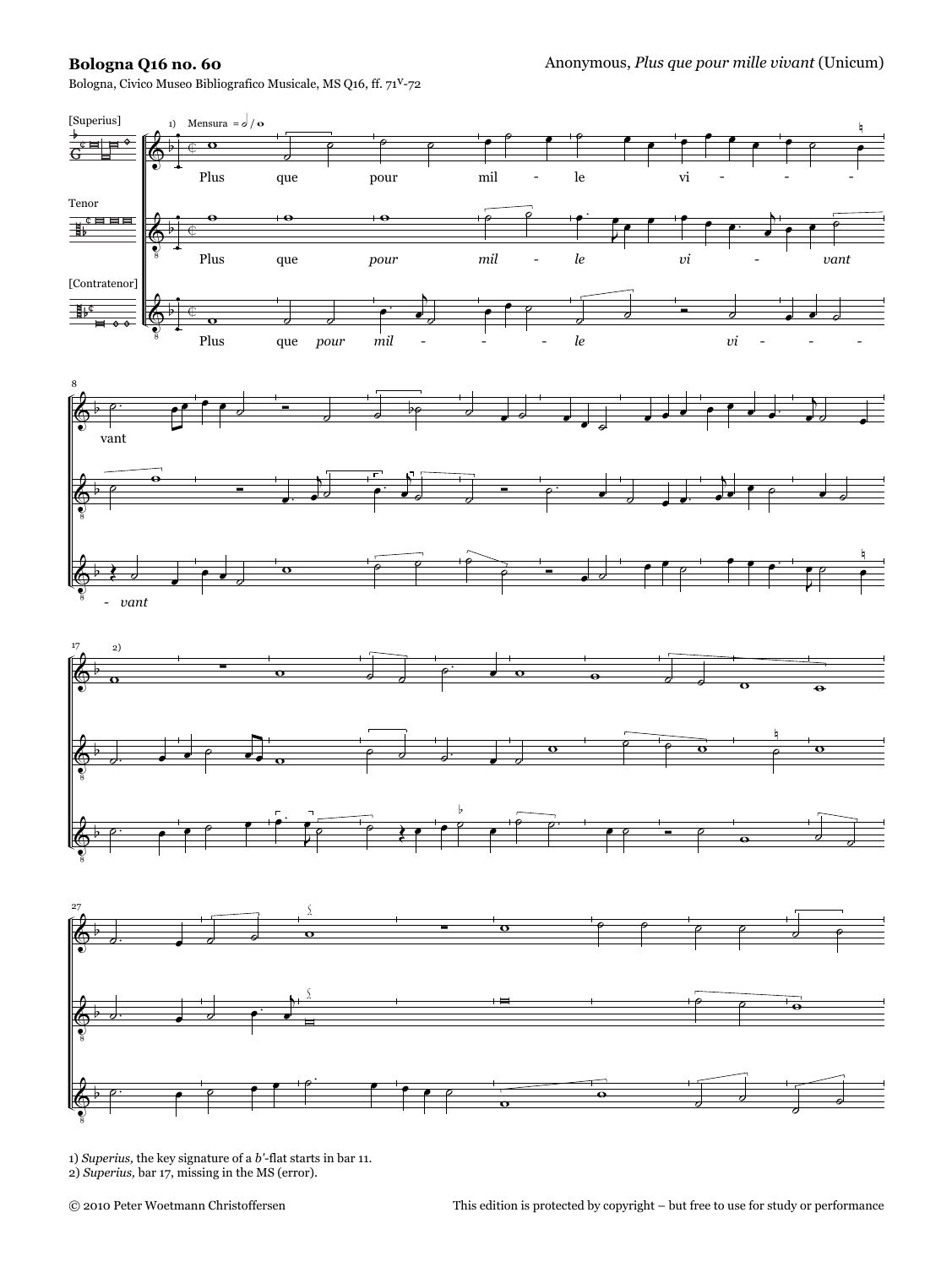**Bologna Q16 no. 60**

Bologna, Civico Museo Bibliografico Musicale, MS Q16, ff. 71v-72

Anonymous, *Plus que pour mille vivant* (Unicum)

[Superius]

Tenor

[Contratenor]

1) Mensura

Plus que pour mil - le vi - - - - vant

Plus que *pour* *mil* - *le* *vi* - *vant*

Plus que *pour* *mil* - - - *le* *vi* - - - - *vant*

2)

1) *Superius*, the key signature of a *b'*-flat starts in bar 11.
2) *Superius*, bar 17, missing in the MS (error).

© 2010 Peter Woetmann Christoffersen

This edition is protected by copyright – but free to use for study or performance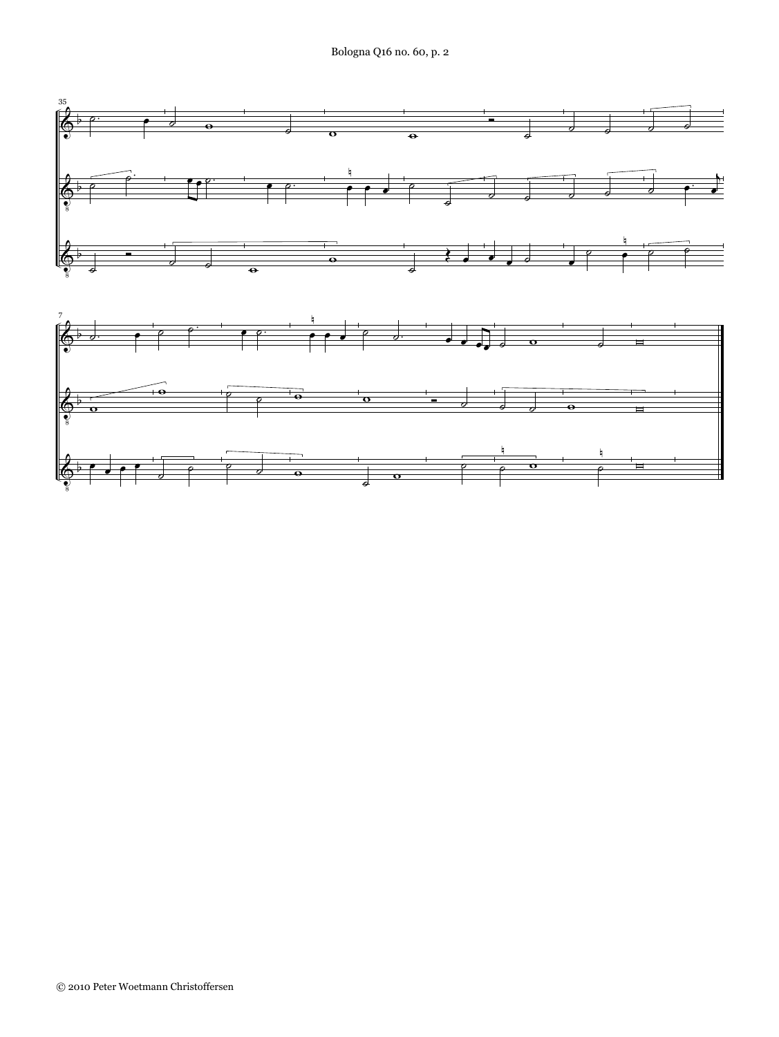© 2010 Peter Woetmann Christoffersen